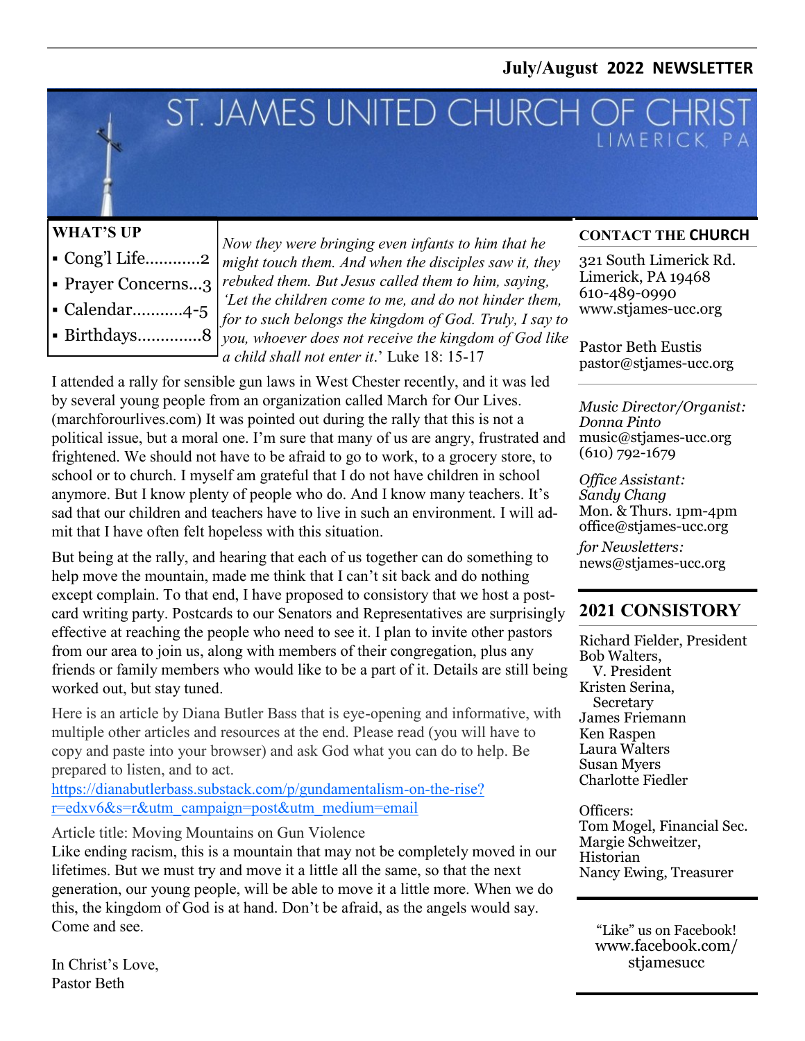**July/August 2022 NEWSLETTER**

# ST. JAMES UNITED CHURCH OF CHRIST

LIMERICK, PA

**WHAT'S UP**

- Cong'l Life............2
- Prayer Concerns....3
- Calendar...........4-5
- Birthdays..............8

*Now they were bringing even infants to him that he might touch them. And when the disciples saw it, they rebuked them. But Jesus called them to him, saying, 'Let the children come to me, and do not hinder them, for to such belongs the kingdom of God. Truly, I say to you, whoever does not receive the kingdom of God like a child shall not enter it*.' Luke 18: 15-17

I attended a rally for sensible gun laws in West Chester recently, and it was led by several young people from an organization called March for Our Lives. (marchforourlives.com) It was pointed out during the rally that this is not a political issue, but a moral one. I'm sure that many of us are angry, frustrated and frightened. We should not have to be afraid to go to work, to a grocery store, to school or to church. I myself am grateful that I do not have children in school anymore. But I know plenty of people who do. And I know many teachers. It's sad that our children and teachers have to live in such an environment. I will admit that I have often felt hopeless with this situation.

But being at the rally, and hearing that each of us together can do something to help move the mountain, made me think that I can't sit back and do nothing except complain. To that end, I have proposed to consistory that we host a postcard writing party. Postcards to our Senators and Representatives are surprisingly effective at reaching the people who need to see it. I plan to invite other pastors from our area to join us, along with members of their congregation, plus any friends or family members who would like to be a part of it. Details are still being worked out, but stay tuned.

Here is an article by Diana Butler Bass that is eye-opening and informative, with multiple other articles and resources at the end. Please read (you will have to copy and paste into your browser) and ask God what you can do to help. Be prepared to listen, and to act.

https://dianabutlerbass.substack.com/p/gundamentalism-on-the-rise?r=edxv6&s=r&utm_campaign=post&utm_medium=email

Article title: Moving Mountains on Gun Violence

Like ending racism, this is a mountain that may not be completely moved in our lifetimes. But we must try and move it a little all the same, so that the next generation, our young people, will be able to move it a little more. When we do this, the kingdom of God is at hand. Don't be afraid, as the angels would say. Come and see.

In Christ's Love,
Pastor Beth

## CONTACT THE CHURCH

321 South Limerick Rd.
Limerick, PA 19468
610-489-0990
www.stjames-ucc.org

Pastor Beth Eustis
pastor@stjames-ucc.org

*Music Director/Organist: Donna Pinto*
music@stjames-ucc.org
(610) 792-1679

*Office Assistant: Sandy Chang*
Mon. & Thurs. 1pm-4pm
office@stjames-ucc.org

*for Newsletters:*
news@stjames-ucc.org

## 2021 CONSISTORY

Richard Fielder, President
Bob Walters, V. President
Kristen Serina, Secretary
James Friemann
Ken Raspen
Laura Walters
Susan Myers
Charlotte Fiedler

Officers:
Tom Mogel, Financial Sec.
Margie Schweitzer, Historian
Nancy Ewing, Treasurer

"Like" us on Facebook!
www.facebook.com/stjamesucc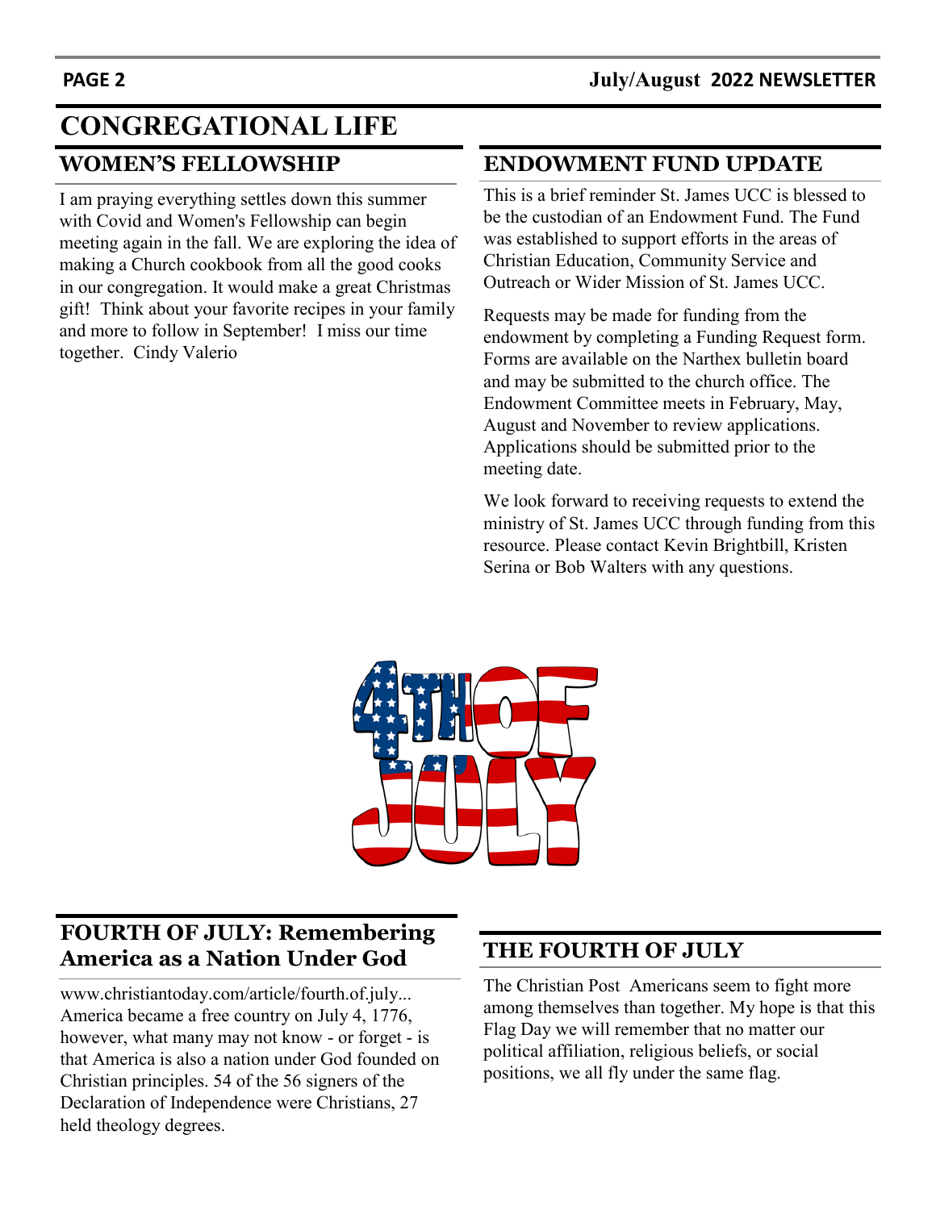# CONGREGATIONAL LIFE

## WOMEN'S FELLOWSHIP

I am praying everything settles down this summer with Covid and Women's Fellowship can begin meeting again in the fall. We are exploring the idea of making a Church cookbook from all the good cooks in our congregation. It would make a great Christmas gift! Think about your favorite recipes in your family and more to follow in September! I miss our time together. Cindy Valerio

## ENDOWMENT FUND UPDATE

This is a brief reminder St. James UCC is blessed to be the custodian of an Endowment Fund. The Fund was established to support efforts in the areas of Christian Education, Community Service and Outreach or Wider Mission of St. James UCC.

Requests may be made for funding from the endowment by completing a Funding Request form. Forms are available on the Narthex bulletin board and may be submitted to the church office. The Endowment Committee meets in February, May, August and November to review applications. Applications should be submitted prior to the meeting date.

We look forward to receiving requests to extend the ministry of St. James UCC through funding from this resource. Please contact Kevin Brightbill, Kristen Serina or Bob Walters with any questions.

## FOURTH OF JULY: Remembering America as a Nation Under God

www.christiantoday.com/article/fourth.of.july... America became a free country on July 4, 1776, however, what many may not know - or forget - is that America is also a nation under God founded on Christian principles. 54 of the 56 signers of the Declaration of Independence were Christians, 27 held theology degrees.

## THE FOURTH OF JULY

The Christian Post Americans seem to fight more among themselves than together. My hope is that this Flag Day we will remember that no matter our political affiliation, religious beliefs, or social positions, we all fly under the same flag.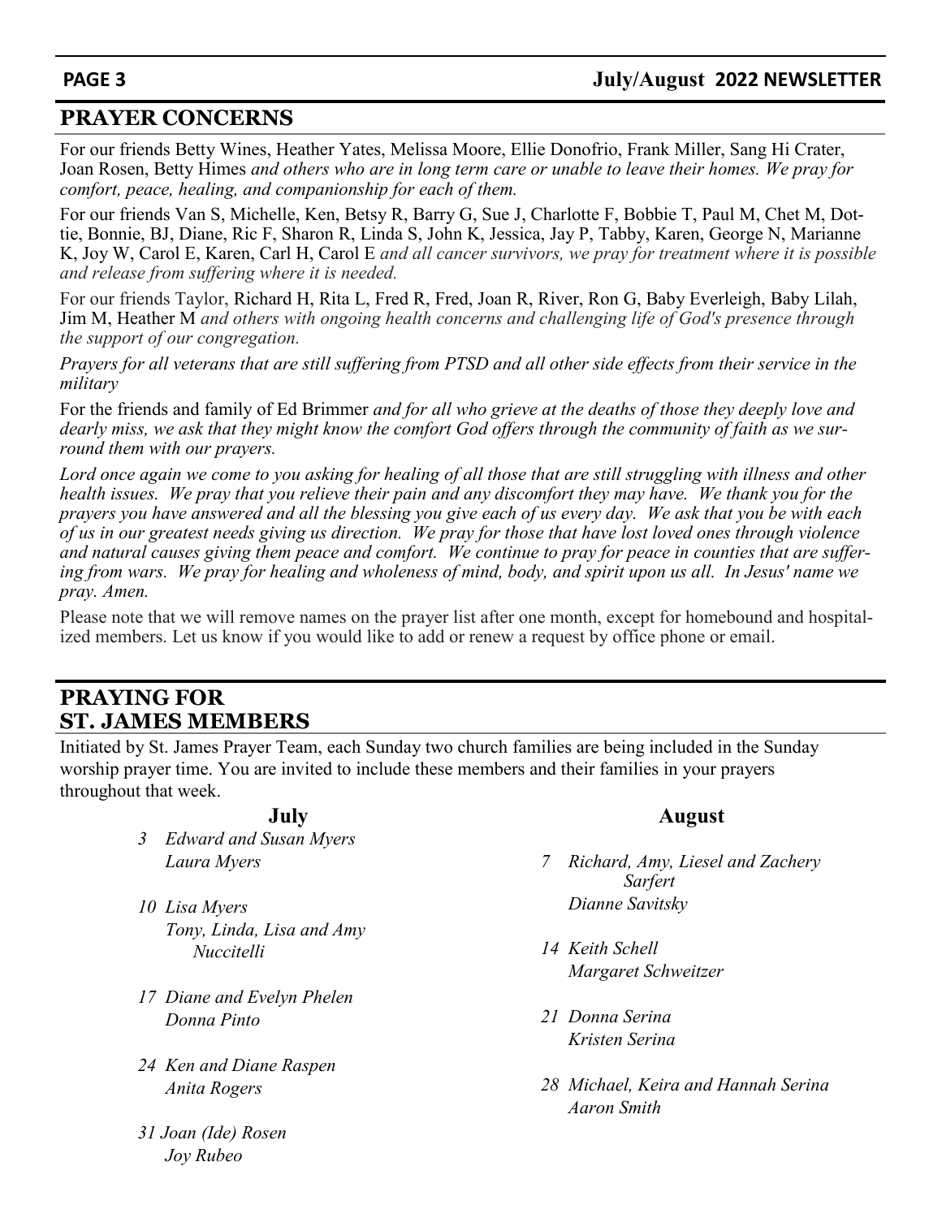## PRAYER CONCERNS

For our friends Betty Wines, Heather Yates, Melissa Moore, Ellie Donofrio, Frank Miller, Sang Hi Crater, Joan Rosen, Betty Himes *and others who are in long term care or unable to leave their homes. We pray for comfort, peace, healing, and companionship for each of them.*

For our friends Van S, Michelle, Ken, Betsy R, Barry G, Sue J, Charlotte F, Bobbie T, Paul M, Chet M, Dottie, Bonnie, BJ, Diane, Ric F, Sharon R, Linda S, John K, Jessica, Jay P, Tabby, Karen, George N, Marianne K, Joy W, Carol E, Karen, Carl H, Carol E *and all cancer survivors, we pray for treatment where it is possible and release from suffering where it is needed.*

For our friends Taylor, Richard H, Rita L, Fred R, Fred, Joan R, River, Ron G, Baby Everleigh, Baby Lilah, Jim M, Heather M *and others with ongoing health concerns and challenging life of God's presence through the support of our congregation.*

*Prayers for all veterans that are still suffering from PTSD and all other side effects from their service in the military*

For the friends and family of Ed Brimmer *and for all who grieve at the deaths of those they deeply love and dearly miss, we ask that they might know the comfort God offers through the community of faith as we surround them with our prayers.*

*Lord once again we come to you asking for healing of all those that are still struggling with illness and other health issues. We pray that you relieve their pain and any discomfort they may have. We thank you for the prayers you have answered and all the blessing you give each of us every day. We ask that you be with each of us in our greatest needs giving us direction. We pray for those that have lost loved ones through violence and natural causes giving them peace and comfort. We continue to pray for peace in counties that are suffering from wars. We pray for healing and wholeness of mind, body, and spirit upon us all. In Jesus' name we pray. Amen.*

Please note that we will remove names on the prayer list after one month, except for homebound and hospitalized members. Let us know if you would like to add or renew a request by office phone or email.

## PRAYING FOR ST. JAMES MEMBERS

Initiated by St. James Prayer Team, each Sunday two church families are being included in the Sunday worship prayer time. You are invited to include these members and their families in your prayers throughout that week.

### July

*3 Edward and Susan Myers*
*Laura Myers*

*10 Lisa Myers*
*Tony, Linda, Lisa and Amy Nuccitelli*

*17 Diane and Evelyn Phelen*
*Donna Pinto*

*24 Ken and Diane Raspen*
*Anita Rogers*

*31 Joan (Ide) Rosen*
*Joy Rubeo*

### August

*7 Richard, Amy, Liesel and Zachery Sarfert*
*Dianne Savitsky*

*14 Keith Schell*
*Margaret Schweitzer*

*21 Donna Serina*
*Kristen Serina*

*28 Michael, Keira and Hannah Serina*
*Aaron Smith*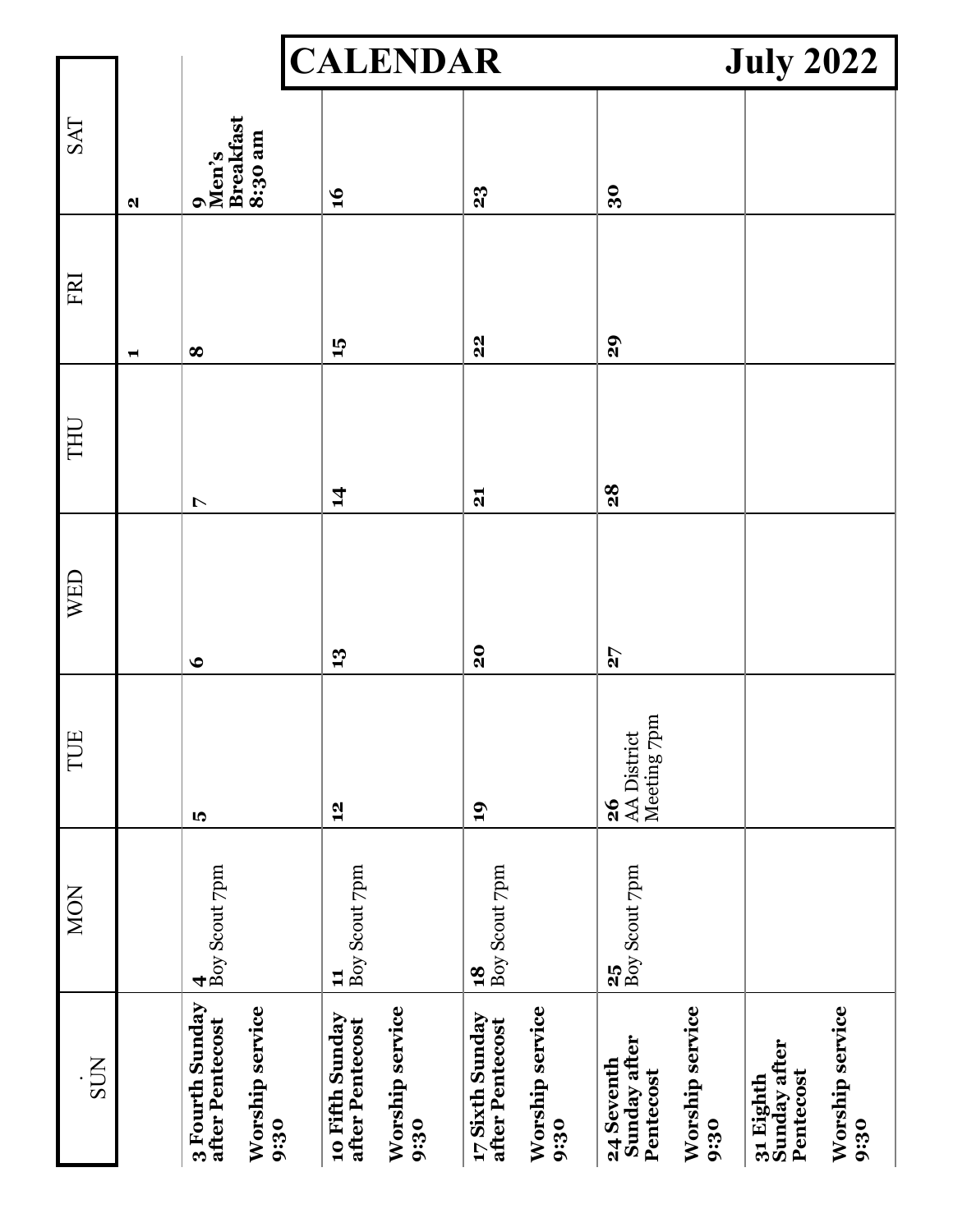# CALENDAR July 2022

| SUN | MON | TUE | WED | THU | FRI | SAT |
|---|---|---|---|---|---|---|
| | | | | | **1** | **2** |
| **3 Fourth Sunday after Pentecost**<br>**Worship service 9:30** | **4**<br>Boy Scout 7pm | **5** | **6** | **7** | **8** | **9**<br>**Men's Breakfast 8:30 am** |
| **10 Fifth Sunday after Pentecost**<br>**Worship service 9:30** | **11**<br>Boy Scout 7pm | **12** | **13** | **14** | **15** | **16** |
| **17 Sixth Sunday after Pentecost**<br>**Worship service 9:30** | **18**<br>Boy Scout 7pm | **19** | **20** | **21** | **22** | **23** |
| **24 Seventh Sunday after Pentecost**<br>**Worship service 9:30** | **25**<br>Boy Scout 7pm | **26**<br>AA District Meeting 7pm | **27** | **28** | **29** | **30** |
| **31 Eighth Sunday after Pentecost**<br>**Worship service 9:30** | | | | | | |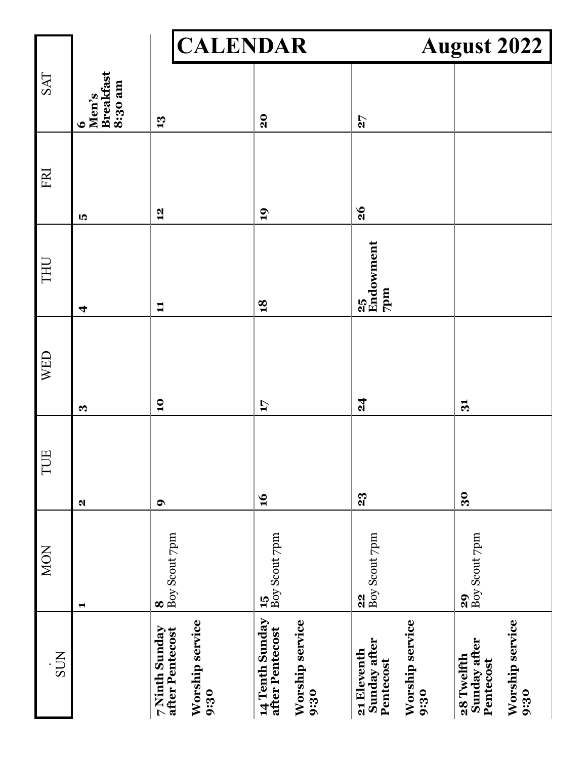# CALENDAR August 2022

| SUN | MON | TUE | WED | THU | FRI | SAT |
| --- | --- | --- | --- | --- | --- | --- |
| | **1** | **2** | **3** | **4** | **5** | **6** **Men's Breakfast 8:30 am** |
| **7 Ninth Sunday after Pentecost** **Worship service 9:30** | **8** Boy Scout 7pm | **9** | **10** | **11** | **12** | **13** |
| **14 Tenth Sunday after Pentecost** **Worship service 9:30** | **15** Boy Scout 7pm | **16** | **17** | **18** | **19** | **20** |
| **21 Eleventh Sunday after Pentecost** **Worship service 9:30** | **22** Boy Scout 7pm | **23** | **24** | **25** **Endowment 7pm** | **26** | **27** |
| **28 Twelfth Sunday after Pentecost** **Worship service 9:30** | **29** Boy Scout 7pm | **30** | **31** | | | |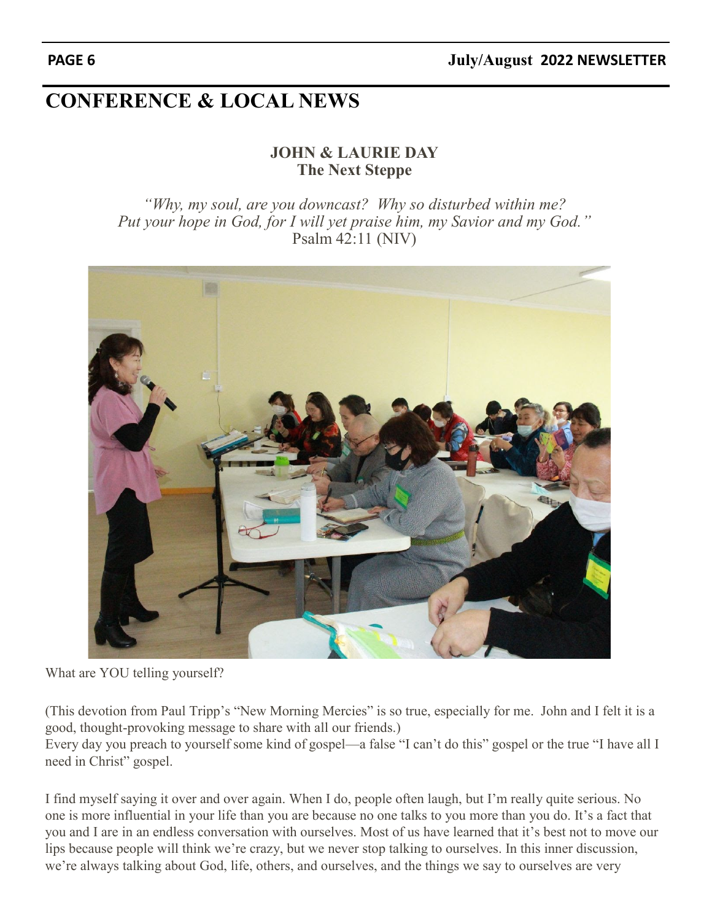# CONFERENCE & LOCAL NEWS

### JOHN & LAURIE DAY
### The Next Steppe

*"Why, my soul, are you downcast? Why so disturbed within me?*
*Put your hope in God, for I will yet praise him, my Savior and my God."*
Psalm 42:11 (NIV)

What are YOU telling yourself?

(This devotion from Paul Tripp's "New Morning Mercies" is so true, especially for me. John and I felt it is a good, thought-provoking message to share with all our friends.)
Every day you preach to yourself some kind of gospel—a false "I can't do this" gospel or the true "I have all I need in Christ" gospel.

I find myself saying it over and over again. When I do, people often laugh, but I'm really quite serious. No one is more influential in your life than you are because no one talks to you more than you do. It's a fact that you and I are in an endless conversation with ourselves. Most of us have learned that it's best not to move our lips because people will think we're crazy, but we never stop talking to ourselves. In this inner discussion, we're always talking about God, life, others, and ourselves, and the things we say to ourselves are very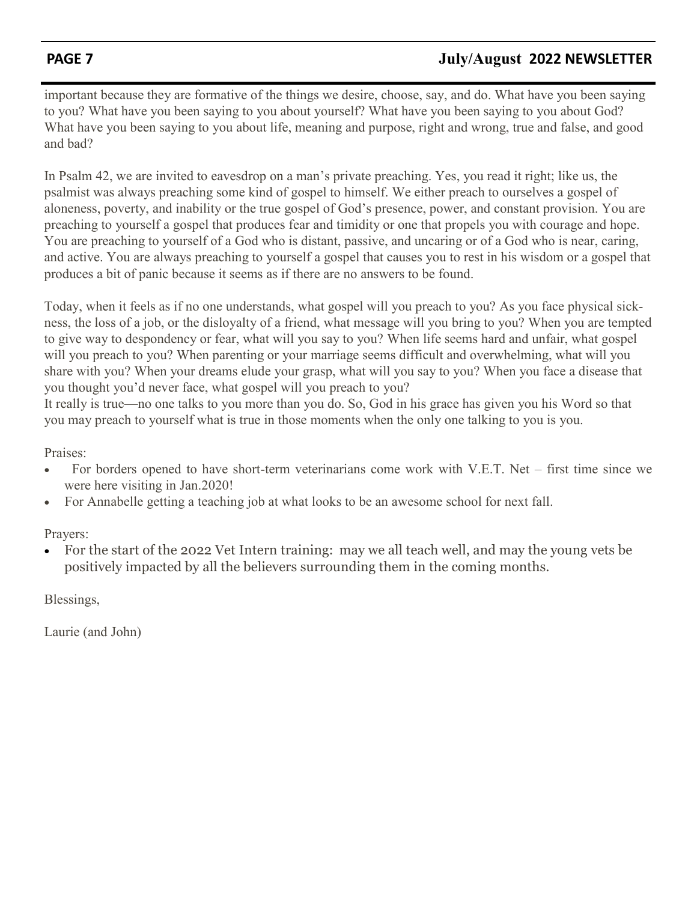important because they are formative of the things we desire, choose, say, and do. What have you been saying to you? What have you been saying to you about yourself? What have you been saying to you about God? What have you been saying to you about life, meaning and purpose, right and wrong, true and false, and good and bad?

In Psalm 42, we are invited to eavesdrop on a man's private preaching. Yes, you read it right; like us, the psalmist was always preaching some kind of gospel to himself. We either preach to ourselves a gospel of aloneness, poverty, and inability or the true gospel of God's presence, power, and constant provision. You are preaching to yourself a gospel that produces fear and timidity or one that propels you with courage and hope. You are preaching to yourself of a God who is distant, passive, and uncaring or of a God who is near, caring, and active. You are always preaching to yourself a gospel that causes you to rest in his wisdom or a gospel that produces a bit of panic because it seems as if there are no answers to be found.

Today, when it feels as if no one understands, what gospel will you preach to you? As you face physical sickness, the loss of a job, or the disloyalty of a friend, what message will you bring to you? When you are tempted to give way to despondency or fear, what will you say to you? When life seems hard and unfair, what gospel will you preach to you? When parenting or your marriage seems difficult and overwhelming, what will you share with you? When your dreams elude your grasp, what will you say to you? When you face a disease that you thought you'd never face, what gospel will you preach to you?

It really is true—no one talks to you more than you do. So, God in his grace has given you his Word so that you may preach to yourself what is true in those moments when the only one talking to you is you.

Praises:

- For borders opened to have short-term veterinarians come work with V.E.T. Net – first time since we were here visiting in Jan.2020!
- For Annabelle getting a teaching job at what looks to be an awesome school for next fall.

Prayers:

- For the start of the 2022 Vet Intern training: may we all teach well, and may the young vets be positively impacted by all the believers surrounding them in the coming months.

Blessings,

Laurie (and John)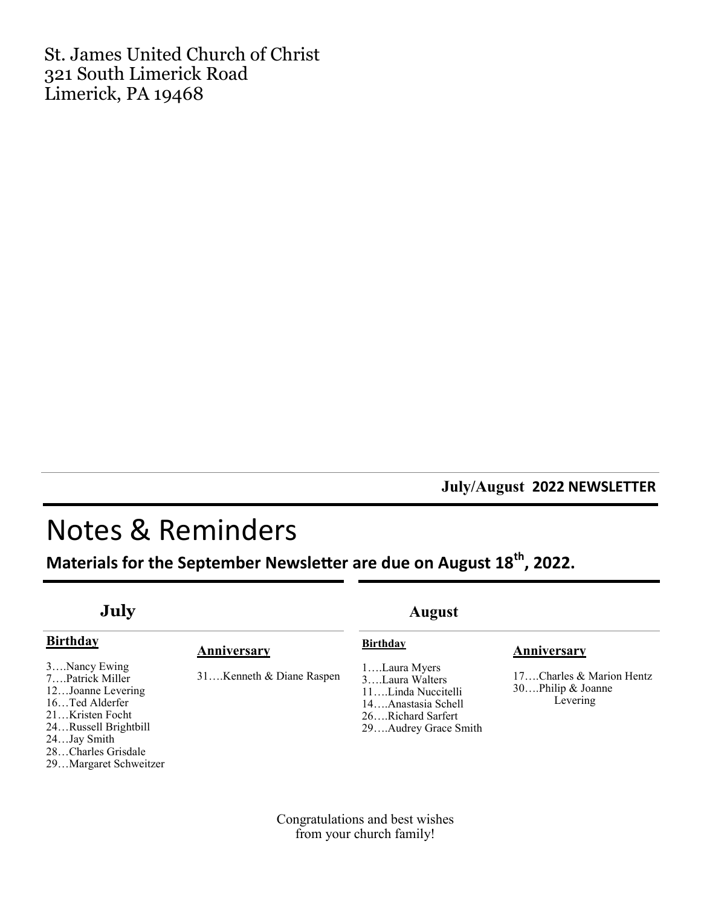St. James United Church of Christ
321 South Limerick Road
Limerick, PA 19468

**July/August 2022 NEWSLETTER**

# Notes & Reminders

**Materials for the September Newsletter are due on August 18th, 2022.**

## July

**Birthday**

3….Nancy Ewing
7….Patrick Miller
12…Joanne Levering
16…Ted Alderfer
21…Kristen Focht
24…Russell Brightbill
24…Jay Smith
28…Charles Grisdale
29…Margaret Schweitzer

**Anniversary**

31….Kenneth & Diane Raspen

## August

**Birthday**

1….Laura Myers
3….Laura Walters
11….Linda Nuccitelli
14….Anastasia Schell
26….Richard Sarfert
29….Audrey Grace Smith

**Anniversary**

17….Charles & Marion Hentz
30….Philip & Joanne Levering

Congratulations and best wishes
from your church family!